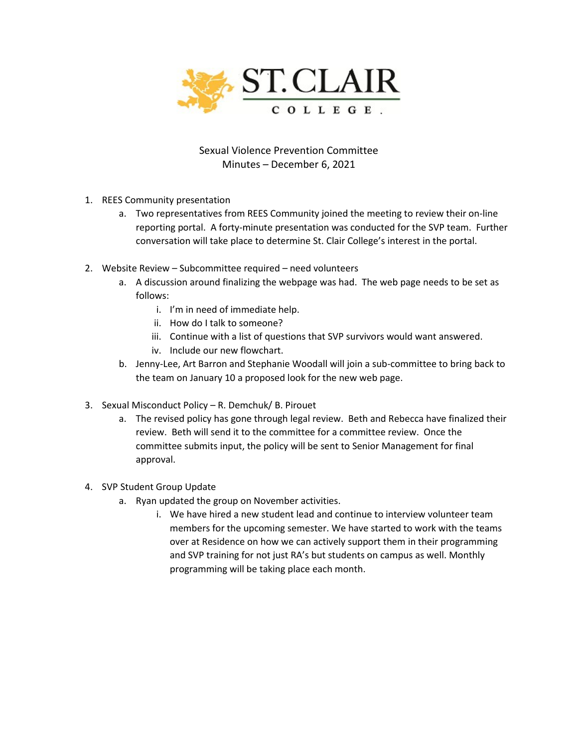ST. CLAIR COLLEGE

# Sexual Violence Prevention Committee
## Minutes – December 6, 2021

1. REES Community presentation
   a. Two representatives from REES Community joined the meeting to review their on-line reporting portal. A forty-minute presentation was conducted for the SVP team. Further conversation will take place to determine St. Clair College's interest in the portal.

2. Website Review – Subcommittee required – need volunteers
   a. A discussion around finalizing the webpage was had. The web page needs to be set as follows:
      i. I'm in need of immediate help.
      ii. How do I talk to someone?
      iii. Continue with a list of questions that SVP survivors would want answered.
      iv. Include our new flowchart.
   b. Jenny-Lee, Art Barron and Stephanie Woodall will join a sub-committee to bring back to the team on January 10 a proposed look for the new web page.

3. Sexual Misconduct Policy – R. Demchuk/ B. Pirouet
   a. The revised policy has gone through legal review. Beth and Rebecca have finalized their review. Beth will send it to the committee for a committee review. Once the committee submits input, the policy will be sent to Senior Management for final approval.

4. SVP Student Group Update
   a. Ryan updated the group on November activities.
      i. We have hired a new student lead and continue to interview volunteer team members for the upcoming semester. We have started to work with the teams over at Residence on how we can actively support them in their programming and SVP training for not just RA's but students on campus as well. Monthly programming will be taking place each month.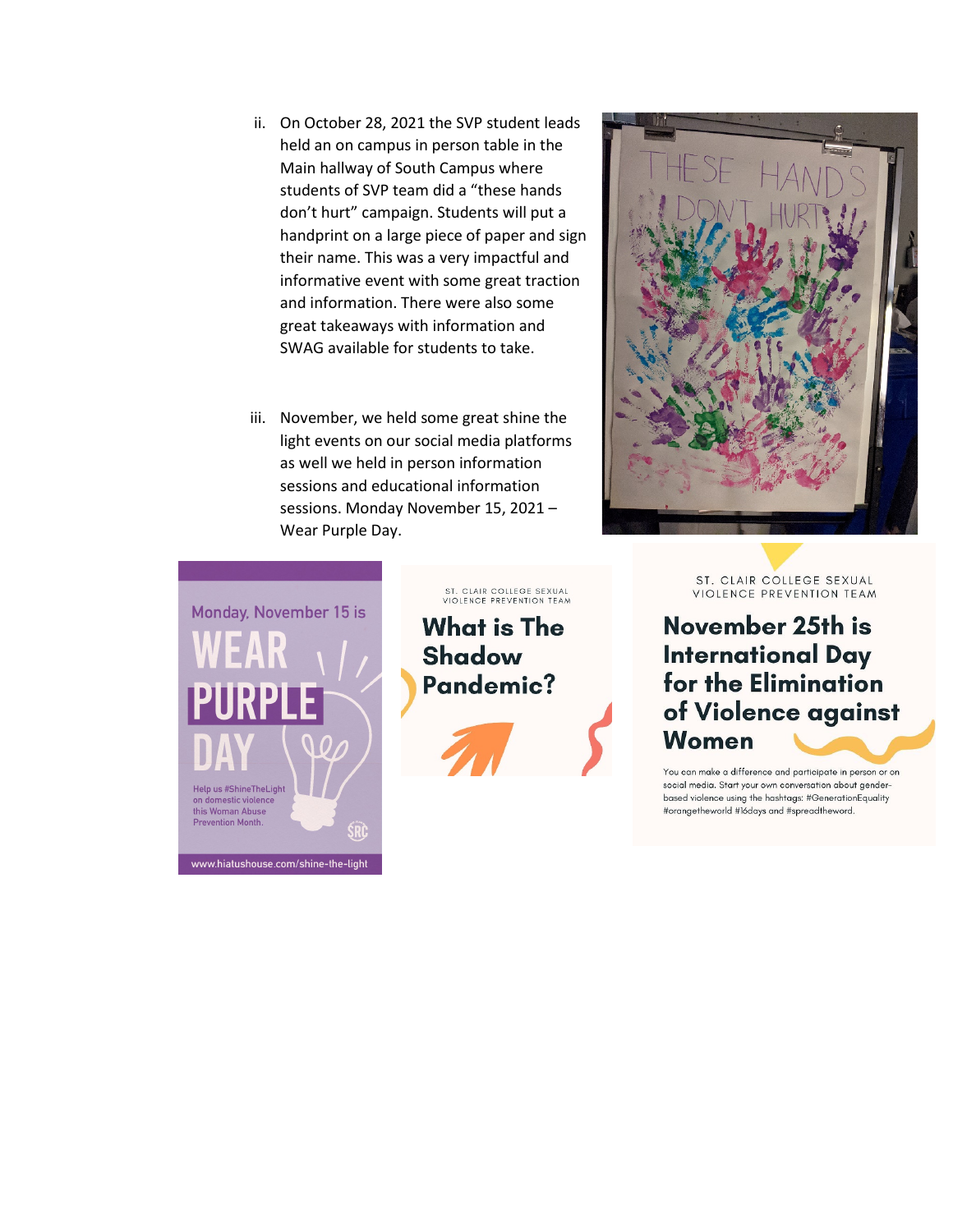ii. On October 28, 2021 the SVP student leads held an on campus in person table in the Main hallway of South Campus where students of SVP team did a "these hands don't hurt" campaign. Students will put a handprint on a large piece of paper and sign their name. This was a very impactful and informative event with some great traction and information. There were also some great takeaways with information and SWAG available for students to take.

iii. November, we held some great shine the light events on our social media platforms as well we held in person information sessions and educational information sessions. Monday November 15, 2021 – Wear Purple Day.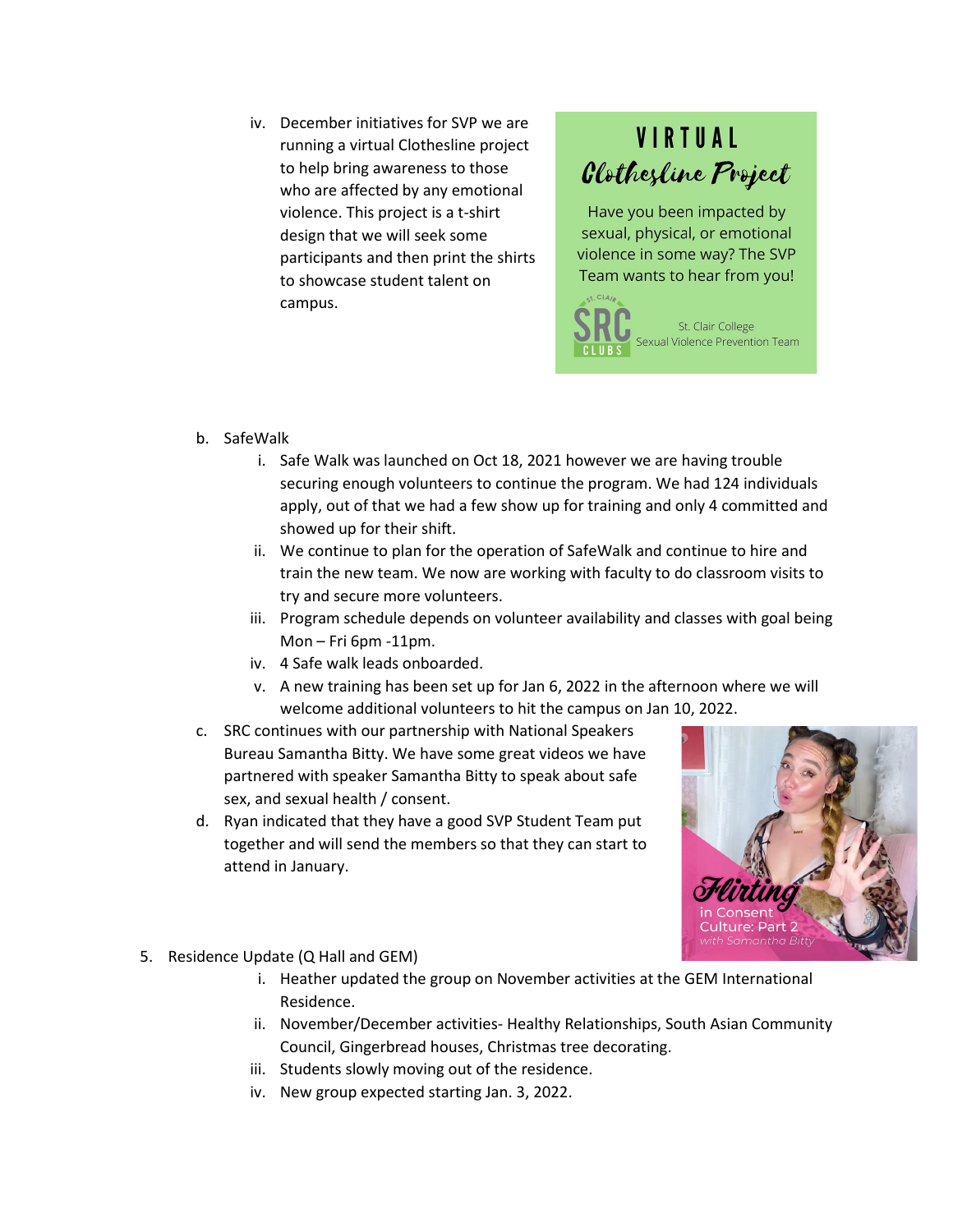iv. December initiatives for SVP we are running a virtual Clothesline project to help bring awareness to those who are affected by any emotional violence. This project is a t-shirt design that we will seek some participants and then print the shirts to showcase student talent on campus.

VIRTUAL
Clothesline Project

Have you been impacted by sexual, physical, or emotional violence in some way? The SVP Team wants to hear from you!

St. Clair College Sexual Violence Prevention Team

b. SafeWalk
   i. Safe Walk was launched on Oct 18, 2021 however we are having trouble securing enough volunteers to continue the program. We had 124 individuals apply, out of that we had a few show up for training and only 4 committed and showed up for their shift.
   ii. We continue to plan for the operation of SafeWalk and continue to hire and train the new team. We now are working with faculty to do classroom visits to try and secure more volunteers.
   iii. Program schedule depends on volunteer availability and classes with goal being Mon – Fri 6pm -11pm.
   iv. 4 Safe walk leads onboarded.
   v. A new training has been set up for Jan 6, 2022 in the afternoon where we will welcome additional volunteers to hit the campus on Jan 10, 2022.

c. SRC continues with our partnership with National Speakers Bureau Samantha Bitty. We have some great videos we have partnered with speaker Samantha Bitty to speak about safe sex, and sexual health / consent.

d. Ryan indicated that they have a good SVP Student Team put together and will send the members so that they can start to attend in January.

Flirting in Consent Culture: Part 2 with Samantha Bitty

5. Residence Update (Q Hall and GEM)
   i. Heather updated the group on November activities at the GEM International Residence.
   ii. November/December activities- Healthy Relationships, South Asian Community Council, Gingerbread houses, Christmas tree decorating.
   iii. Students slowly moving out of the residence.
   iv. New group expected starting Jan. 3, 2022.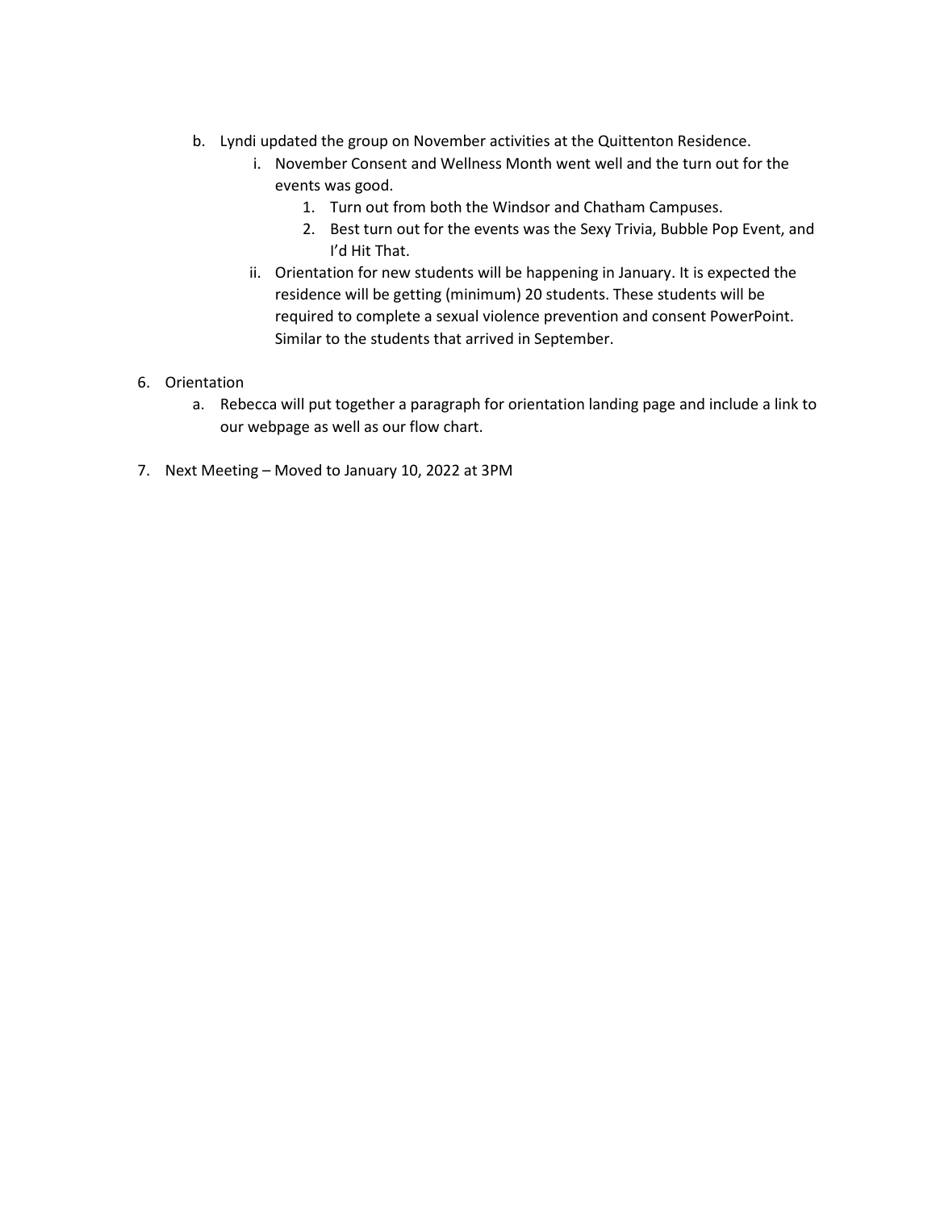b. Lyndi updated the group on November activities at the Quittenton Residence.
    i. November Consent and Wellness Month went well and the turn out for the events was good.
        1. Turn out from both the Windsor and Chatham Campuses.
        2. Best turn out for the events was the Sexy Trivia, Bubble Pop Event, and I'd Hit That.
    ii. Orientation for new students will be happening in January. It is expected the residence will be getting (minimum) 20 students. These students will be required to complete a sexual violence prevention and consent PowerPoint. Similar to the students that arrived in September.

6. Orientation
    a. Rebecca will put together a paragraph for orientation landing page and include a link to our webpage as well as our flow chart.

7. Next Meeting – Moved to January 10, 2022 at 3PM